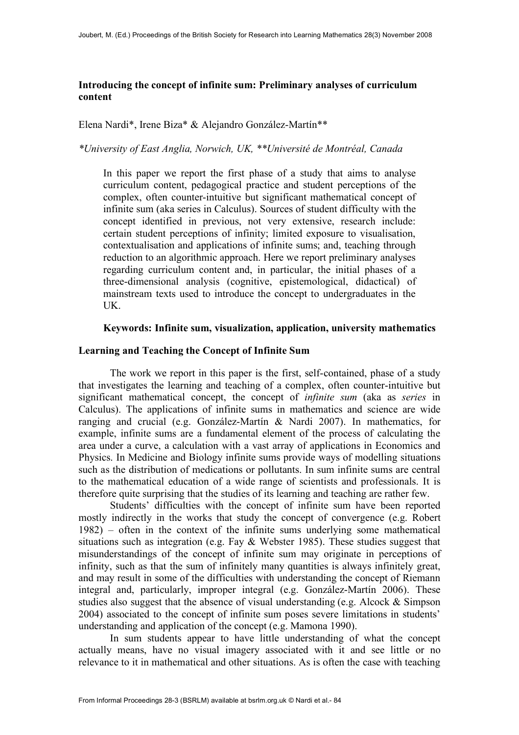# Introducing the concept of infinite sum: Preliminary analyses of curriculum content

Elena Nardi*, Irene Biza* & Alejandro González-Martín**

*\*University of East Anglia, Norwich, UK, \*\*Université de Montréal, Canada*

In this paper we report the first phase of a study that aims to analyse curriculum content, pedagogical practice and student perceptions of the complex, often counter-intuitive but significant mathematical concept of infinite sum (aka series in Calculus). Sources of student difficulty with the concept identified in previous, not very extensive, research include: certain student perceptions of infinity; limited exposure to visualisation, contextualisation and applications of infinite sums; and, teaching through reduction to an algorithmic approach. Here we report preliminary analyses regarding curriculum content and, in particular, the initial phases of a three-dimensional analysis (cognitive, epistemological, didactical) of mainstream texts used to introduce the concept to undergraduates in the UK.

**Keywords: Infinite sum, visualization, application, university mathematics**

## Learning and Teaching the Concept of Infinite Sum

The work we report in this paper is the first, self-contained, phase of a study that investigates the learning and teaching of a complex, often counter-intuitive but significant mathematical concept, the concept of *infinite sum* (aka as *series* in Calculus). The applications of infinite sums in mathematics and science are wide ranging and crucial (e.g. González-Martín & Nardi 2007). In mathematics, for example, infinite sums are a fundamental element of the process of calculating the area under a curve, a calculation with a vast array of applications in Economics and Physics. In Medicine and Biology infinite sums provide ways of modelling situations such as the distribution of medications or pollutants. In sum infinite sums are central to the mathematical education of a wide range of scientists and professionals. It is therefore quite surprising that the studies of its learning and teaching are rather few.

Students' difficulties with the concept of infinite sum have been reported mostly indirectly in the works that study the concept of convergence (e.g. Robert 1982) – often in the context of the infinite sums underlying some mathematical situations such as integration (e.g. Fay & Webster 1985). These studies suggest that misunderstandings of the concept of infinite sum may originate in perceptions of infinity, such as that the sum of infinitely many quantities is always infinitely great, and may result in some of the difficulties with understanding the concept of Riemann integral and, particularly, improper integral (e.g. González-Martín 2006). These studies also suggest that the absence of visual understanding (e.g. Alcock & Simpson 2004) associated to the concept of infinite sum poses severe limitations in students' understanding and application of the concept (e.g. Mamona 1990).

In sum students appear to have little understanding of what the concept actually means, have no visual imagery associated with it and see little or no relevance to it in mathematical and other situations. As is often the case with teaching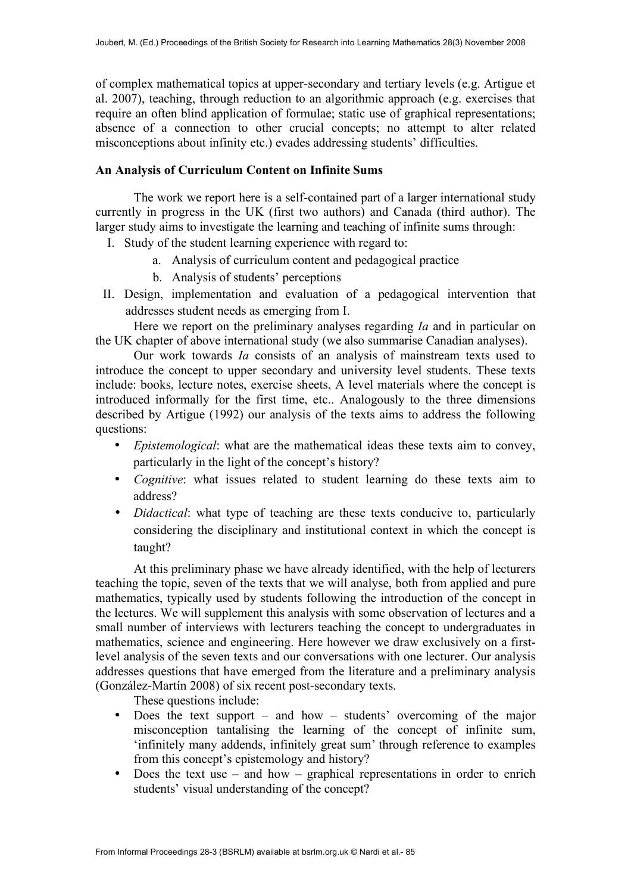of complex mathematical topics at upper-secondary and tertiary levels (e.g. Artigue et al. 2007), teaching, through reduction to an algorithmic approach (e.g. exercises that require an often blind application of formulae; static use of graphical representations; absence of a connection to other crucial concepts; no attempt to alter related misconceptions about infinity etc.) evades addressing students' difficulties.

**An Analysis of Curriculum Content on Infinite Sums**

The work we report here is a self-contained part of a larger international study currently in progress in the UK (first two authors) and Canada (third author). The larger study aims to investigate the learning and teaching of infinite sums through:

I. Study of the student learning experience with regard to:
   a. Analysis of curriculum content and pedagogical practice
   b. Analysis of students' perceptions

II. Design, implementation and evaluation of a pedagogical intervention that addresses student needs as emerging from I.

Here we report on the preliminary analyses regarding *Ia* and in particular on the UK chapter of above international study (we also summarise Canadian analyses).

Our work towards *Ia* consists of an analysis of mainstream texts used to introduce the concept to upper secondary and university level students. These texts include: books, lecture notes, exercise sheets, A level materials where the concept is introduced informally for the first time, etc.. Analogously to the three dimensions described by Artigue (1992) our analysis of the texts aims to address the following questions:

- *Epistemological*: what are the mathematical ideas these texts aim to convey, particularly in the light of the concept's history?
- *Cognitive*: what issues related to student learning do these texts aim to address?
- *Didactical*: what type of teaching are these texts conducive to, particularly considering the disciplinary and institutional context in which the concept is taught?

At this preliminary phase we have already identified, with the help of lecturers teaching the topic, seven of the texts that we will analyse, both from applied and pure mathematics, typically used by students following the introduction of the concept in the lectures. We will supplement this analysis with some observation of lectures and a small number of interviews with lecturers teaching the concept to undergraduates in mathematics, science and engineering. Here however we draw exclusively on a first-level analysis of the seven texts and our conversations with one lecturer. Our analysis addresses questions that have emerged from the literature and a preliminary analysis (González-Martín 2008) of six recent post-secondary texts.

These questions include:

- Does the text support – and how – students' overcoming of the major misconception tantalising the learning of the concept of infinite sum, 'infinitely many addends, infinitely great sum' through reference to examples from this concept's epistemology and history?
- Does the text use – and how – graphical representations in order to enrich students' visual understanding of the concept?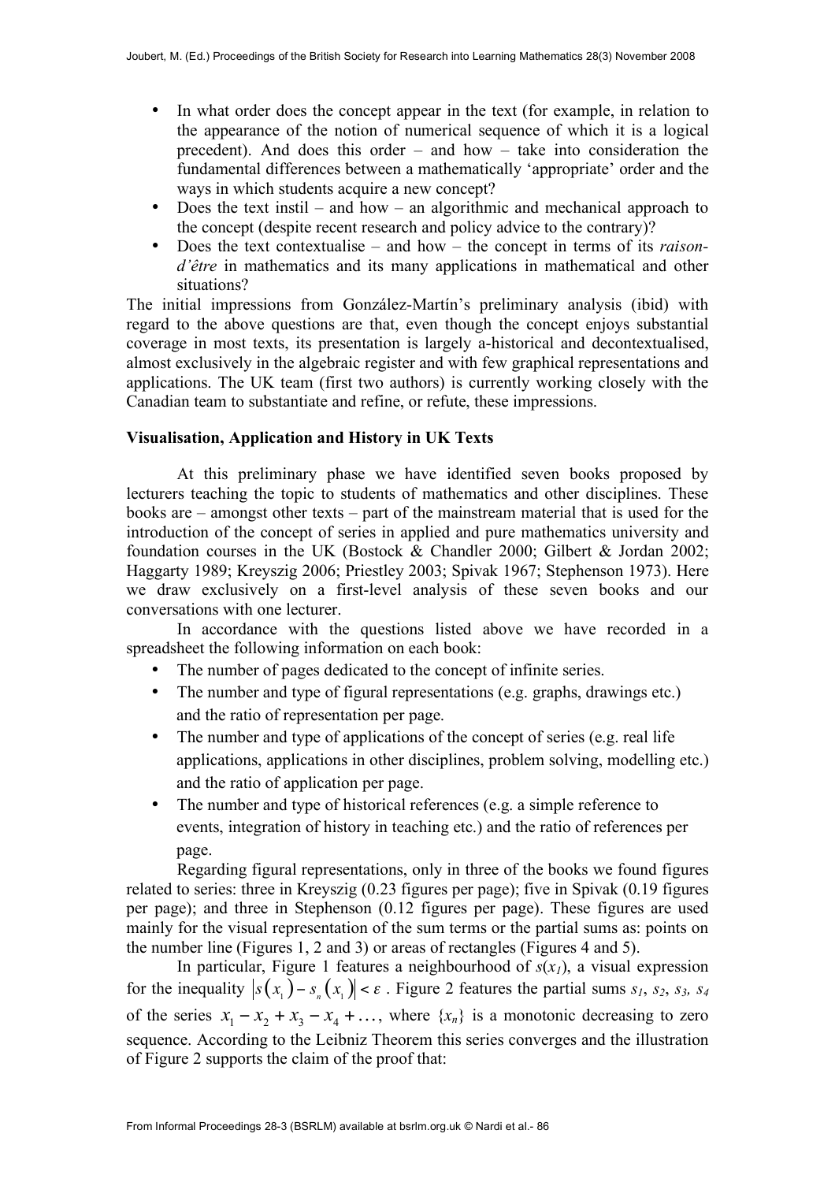- In what order does the concept appear in the text (for example, in relation to the appearance of the notion of numerical sequence of which it is a logical precedent). And does this order – and how – take into consideration the fundamental differences between a mathematically 'appropriate' order and the ways in which students acquire a new concept?
- Does the text instil – and how – an algorithmic and mechanical approach to the concept (despite recent research and policy advice to the contrary)?
- Does the text contextualise – and how – the concept in terms of its *raison-d'être* in mathematics and its many applications in mathematical and other situations?

The initial impressions from González-Martín's preliminary analysis (ibid) with regard to the above questions are that, even though the concept enjoys substantial coverage in most texts, its presentation is largely a-historical and decontextualised, almost exclusively in the algebraic register and with few graphical representations and applications. The UK team (first two authors) is currently working closely with the Canadian team to substantiate and refine, or refute, these impressions.

**Visualisation, Application and History in UK Texts**

At this preliminary phase we have identified seven books proposed by lecturers teaching the topic to students of mathematics and other disciplines. These books are – amongst other texts – part of the mainstream material that is used for the introduction of the concept of series in applied and pure mathematics university and foundation courses in the UK (Bostock & Chandler 2000; Gilbert & Jordan 2002; Haggarty 1989; Kreyszig 2006; Priestley 2003; Spivak 1967; Stephenson 1973). Here we draw exclusively on a first-level analysis of these seven books and our conversations with one lecturer.

In accordance with the questions listed above we have recorded in a spreadsheet the following information on each book:

- The number of pages dedicated to the concept of infinite series.
- The number and type of figural representations (e.g. graphs, drawings etc.) and the ratio of representation per page.
- The number and type of applications of the concept of series (e.g. real life applications, applications in other disciplines, problem solving, modelling etc.) and the ratio of application per page.
- The number and type of historical references (e.g. a simple reference to events, integration of history in teaching etc.) and the ratio of references per page.

Regarding figural representations, only in three of the books we found figures related to series: three in Kreyszig (0.23 figures per page); five in Spivak (0.19 figures per page); and three in Stephenson (0.12 figures per page). These figures are used mainly for the visual representation of the sum terms or the partial sums as: points on the number line (Figures 1, 2 and 3) or areas of rectangles (Figures 4 and 5).

In particular, Figure 1 features a neighbourhood of $s(x_1)$, a visual expression for the inequality $\left|s(x_1) - s_n(x_1)\right| < \varepsilon$ . Figure 2 features the partial sums $s_1$, $s_2$, $s_3$, $s_4$ of the series $x_1 - x_2 + x_3 - x_4 + \ldots$, where $\{x_n\}$ is a monotonic decreasing to zero sequence. According to the Leibniz Theorem this series converges and the illustration of Figure 2 supports the claim of the proof that: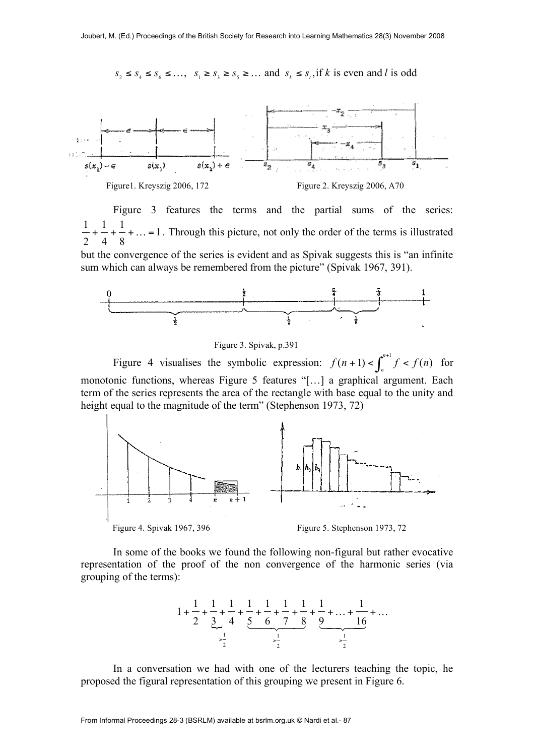$s_2 \leq s_4 \leq s_6 \leq \ldots,\ \ s_1 \geq s_3 \geq s_5 \geq \ldots$ and $s_k \leq s_l$, if $k$ is even and $l$ is odd

Figure1. Kreyszig 2006, 172

Figure 2. Kreyszig 2006, A70

Figure 3 features the terms and the partial sums of the series: $\frac{1}{2}+\frac{1}{4}+\frac{1}{8}+\ldots=1$. Through this picture, not only the order of the terms is illustrated but the convergence of the series is evident and as Spivak suggests this is "an infinite sum which can always be remembered from the picture" (Spivak 1967, 391).

Figure 3. Spivak, p.391

Figure 4 visualises the symbolic expression: $f(n+1)<\int_n^{n+1} f < f(n)$ for monotonic functions, whereas Figure 5 features "[…] a graphical argument. Each term of the series represents the area of the rectangle with base equal to the unity and height equal to the magnitude of the term" (Stephenson 1973, 72)

Figure 4. Spivak 1967, 396

Figure 5. Stephenson 1973, 72

In some of the books we found the following non-figural but rather evocative representation of the proof of the non convergence of the harmonic series (via grouping of the terms):

$$1+\frac{1}{2}+\underbrace{\frac{1}{3}+\frac{1}{4}}_{\geq\frac{1}{2}}+\underbrace{\frac{1}{5}+\frac{1}{6}+\frac{1}{7}+\frac{1}{8}}_{\geq\frac{1}{2}}+\underbrace{\frac{1}{9}+\ldots+\frac{1}{16}}_{\geq\frac{1}{2}}+\ldots$$

In a conversation we had with one of the lecturers teaching the topic, he proposed the figural representation of this grouping we present in Figure 6.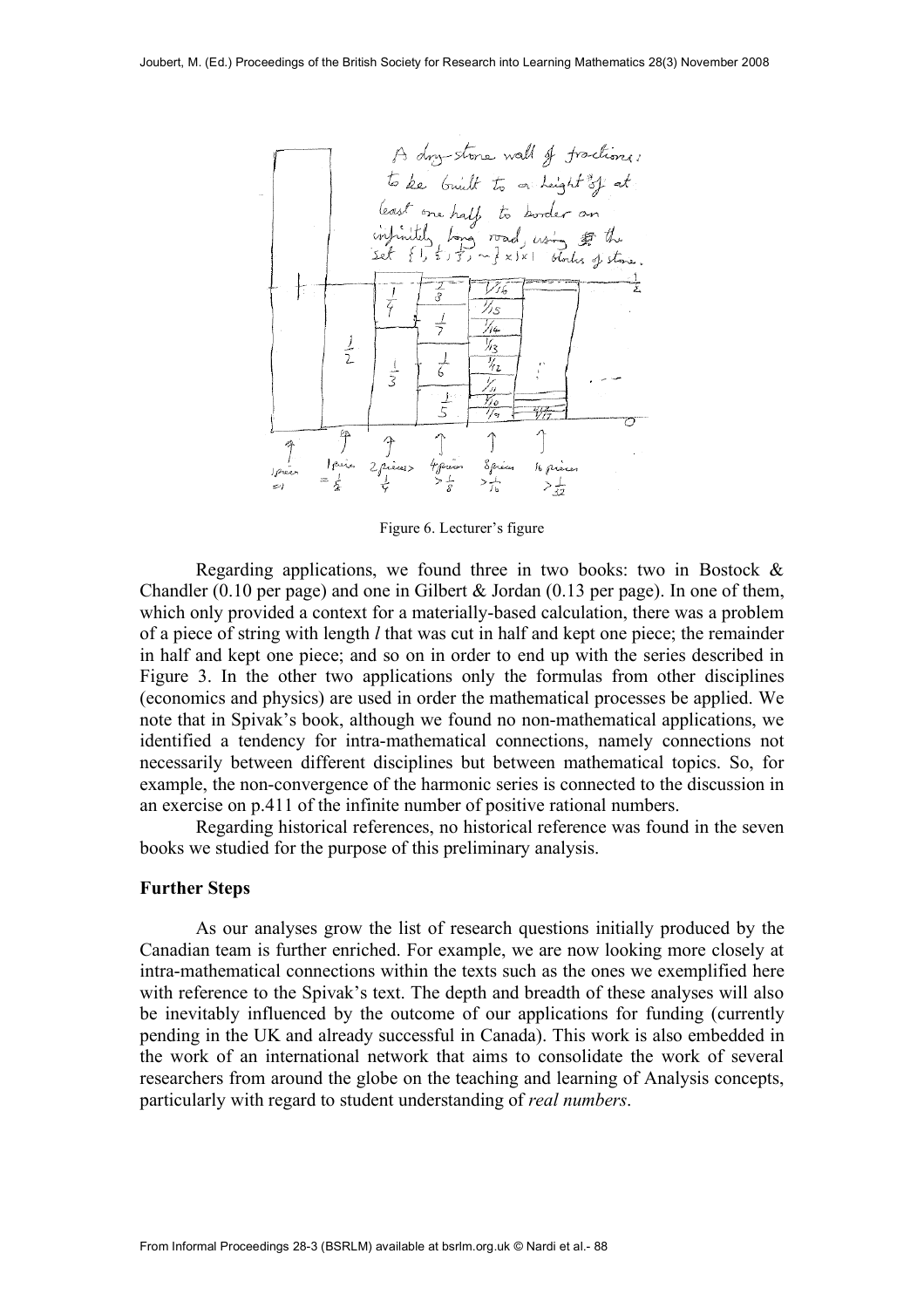Figure 6. Lecturer's figure

Regarding applications, we found three in two books: two in Bostock & Chandler (0.10 per page) and one in Gilbert & Jordan (0.13 per page). In one of them, which only provided a context for a materially-based calculation, there was a problem of a piece of string with length *l* that was cut in half and kept one piece; the remainder in half and kept one piece; and so on in order to end up with the series described in Figure 3. In the other two applications only the formulas from other disciplines (economics and physics) are used in order the mathematical processes be applied. We note that in Spivak's book, although we found no non-mathematical applications, we identified a tendency for intra-mathematical connections, namely connections not necessarily between different disciplines but between mathematical topics. So, for example, the non-convergence of the harmonic series is connected to the discussion in an exercise on p.411 of the infinite number of positive rational numbers.

Regarding historical references, no historical reference was found in the seven books we studied for the purpose of this preliminary analysis.

### Further Steps

As our analyses grow the list of research questions initially produced by the Canadian team is further enriched. For example, we are now looking more closely at intra-mathematical connections within the texts such as the ones we exemplified here with reference to the Spivak's text. The depth and breadth of these analyses will also be inevitably influenced by the outcome of our applications for funding (currently pending in the UK and already successful in Canada). This work is also embedded in the work of an international network that aims to consolidate the work of several researchers from around the globe on the teaching and learning of Analysis concepts, particularly with regard to student understanding of *real numbers*.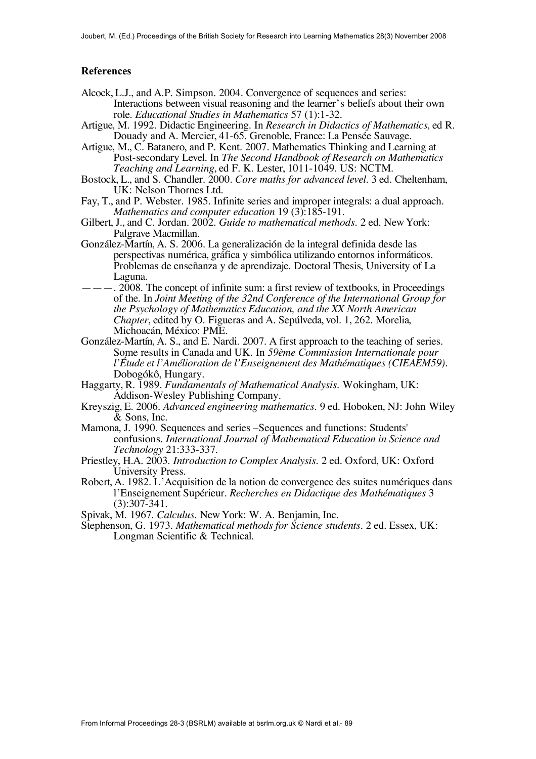## References

Alcock, L.J., and A.P. Simpson. 2004. Convergence of sequences and series: Interactions between visual reasoning and the learner's beliefs about their own role. *Educational Studies in Mathematics* 57 (1):1-32.

Artigue, M. 1992. Didactic Engineering. In *Research in Didactics of Mathematics*, ed R. Douady and A. Mercier, 41-65. Grenoble, France: La Pensée Sauvage.

Artigue, M., C. Batanero, and P. Kent. 2007. Mathematics Thinking and Learning at Post-secondary Level. In *The Second Handbook of Research on Mathematics Teaching and Learning*, ed F. K. Lester, 1011-1049. US: NCTM.

Bostock, L., and S. Chandler. 2000. *Core maths for advanced level*. 3 ed. Cheltenham, UK: Nelson Thornes Ltd.

Fay, T., and P. Webster. 1985. Infinite series and improper integrals: a dual approach. *Mathematics and computer education* 19 (3):185-191.

Gilbert, J., and C. Jordan. 2002. *Guide to mathematical methods*. 2 ed. New York: Palgrave Macmillan.

González-Martín, A. S. 2006. La generalización de la integral definida desde las perspectivas numérica, gráfica y simbólica utilizando entornos informáticos. Problemas de enseñanza y de aprendizaje. Doctoral Thesis, University of La Laguna.

———. 2008. The concept of infinite sum: a first review of textbooks, in Proceedings of the. In *Joint Meeting of the 32nd Conference of the International Group for the Psychology of Mathematics Education, and the XX North American Chapter*, edited by O. Figueras and A. Sepúlveda, vol. 1, 262. Morelia, Michoacán, México: PME.

González-Martín, A. S., and E. Nardi. 2007. A first approach to the teaching of series. Some results in Canada and UK. In *59ème Commission Internationale pour l'Étude et l'Amélioration de l'Enseignement des Mathématiques (CIEAEM59)*. Dobogókô, Hungary.

Haggarty, R. 1989. *Fundamentals of Mathematical Analysis*. Wokingham, UK: Addison-Wesley Publishing Company.

Kreyszig, E. 2006. *Advanced engineering mathematics*. 9 ed. Hoboken, NJ: John Wiley & Sons, Inc.

Mamona, J. 1990. Sequences and series –Sequences and functions: Students' confusions. *International Journal of Mathematical Education in Science and Technology* 21:333-337.

Priestley, H.A. 2003. *Introduction to Complex Analysis*. 2 ed. Oxford, UK: Oxford University Press.

Robert, A. 1982. L'Acquisition de la notion de convergence des suites numériques dans l'Enseignement Supérieur. *Recherches en Didactique des Mathématiques* 3 (3):307-341.

Spivak, M. 1967. *Calculus*. New York: W. A. Benjamin, Inc.

Stephenson, G. 1973. *Mathematical methods for Science students*. 2 ed. Essex, UK: Longman Scientific & Technical.